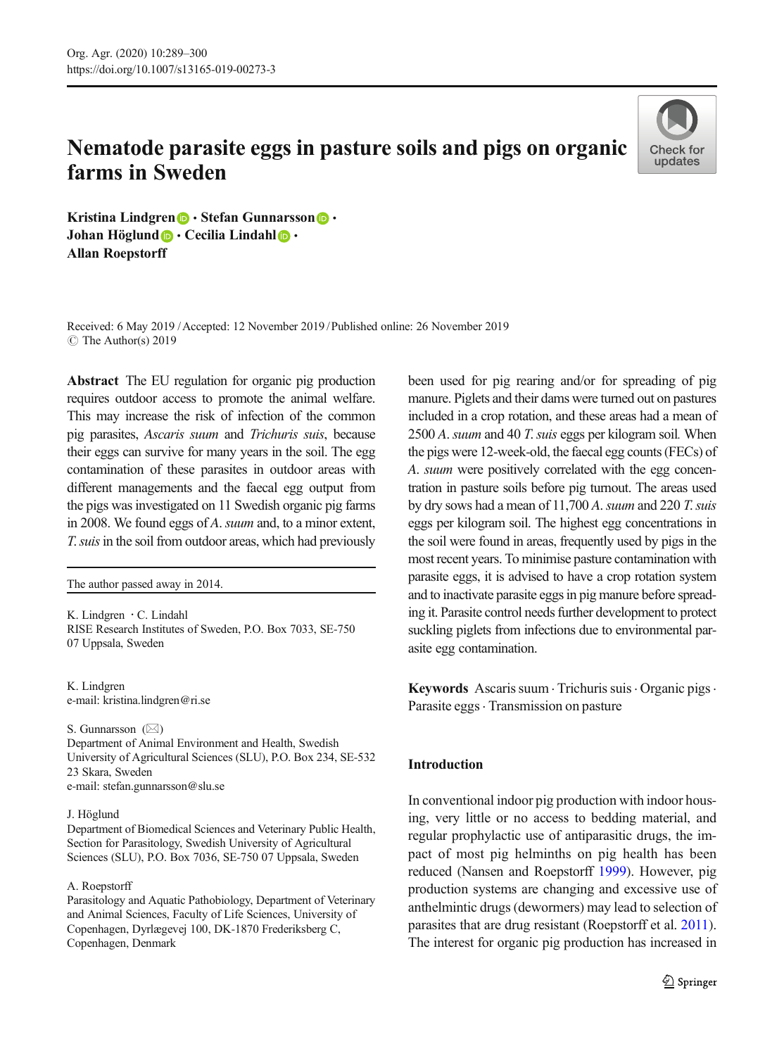# Nematode parasite eggs in pasture soils and pigs on organic farms in Sweden

**Kristina Lindgren** · **Stefan Gunnarsson** · **Johan Höglund** · **Cecilia Lindahl** · **Allan Roepstorff**

Received: 6 May 2019 / Accepted: 12 November 2019 / Published online: 26 November 2019
© The Author(s) 2019

**Abstract** The EU regulation for organic pig production requires outdoor access to promote the animal welfare. This may increase the risk of infection of the common pig parasites, *Ascaris suum* and *Trichuris suis*, because their eggs can survive for many years in the soil. The egg contamination of these parasites in outdoor areas with different managements and the faecal egg output from the pigs was investigated on 11 Swedish organic pig farms in 2008. We found eggs of *A. suum* and, to a minor extent, *T. suis* in the soil from outdoor areas, which had previously been used for pig rearing and/or for spreading of pig manure. Piglets and their dams were turned out on pastures included in a crop rotation, and these areas had a mean of 2500 *A. suum* and 40 *T. suis* eggs per kilogram soil. When the pigs were 12-week-old, the faecal egg counts (FECs) of *A. suum* were positively correlated with the egg concentration in pasture soils before pig turnout. The areas used by dry sows had a mean of 11,700 *A. suum* and 220 *T. suis* eggs per kilogram soil. The highest egg concentrations in the soil were found in areas, frequently used by pigs in the most recent years. To minimise pasture contamination with parasite eggs, it is advised to have a crop rotation system and to inactivate parasite eggs in pig manure before spreading it. Parasite control needs further development to protect suckling piglets from infections due to environmental parasite egg contamination.

**Keywords** Ascaris suum · Trichuris suis · Organic pigs · Parasite eggs · Transmission on pasture

The author passed away in 2014.

K. Lindgren · C. Lindahl
RISE Research Institutes of Sweden, P.O. Box 7033, SE-750 07 Uppsala, Sweden

K. Lindgren
e-mail: kristina.lindgren@ri.se

S. Gunnarsson (✉)
Department of Animal Environment and Health, Swedish University of Agricultural Sciences (SLU), P.O. Box 234, SE-532 23 Skara, Sweden
e-mail: stefan.gunnarsson@slu.se

J. Höglund
Department of Biomedical Sciences and Veterinary Public Health, Section for Parasitology, Swedish University of Agricultural Sciences (SLU), P.O. Box 7036, SE-750 07 Uppsala, Sweden

A. Roepstorff
Parasitology and Aquatic Pathobiology, Department of Veterinary and Animal Sciences, Faculty of Life Sciences, University of Copenhagen, Dyrlægevej 100, DK-1870 Frederiksberg C, Copenhagen, Denmark

## Introduction

In conventional indoor pig production with indoor housing, very little or no access to bedding material, and regular prophylactic use of antiparasitic drugs, the impact of most pig helminths on pig health has been reduced (Nansen and Roepstorff 1999). However, pig production systems are changing and excessive use of anthelmintic drugs (dewormers) may lead to selection of parasites that are drug resistant (Roepstorff et al. 2011). The interest for organic pig production has increased in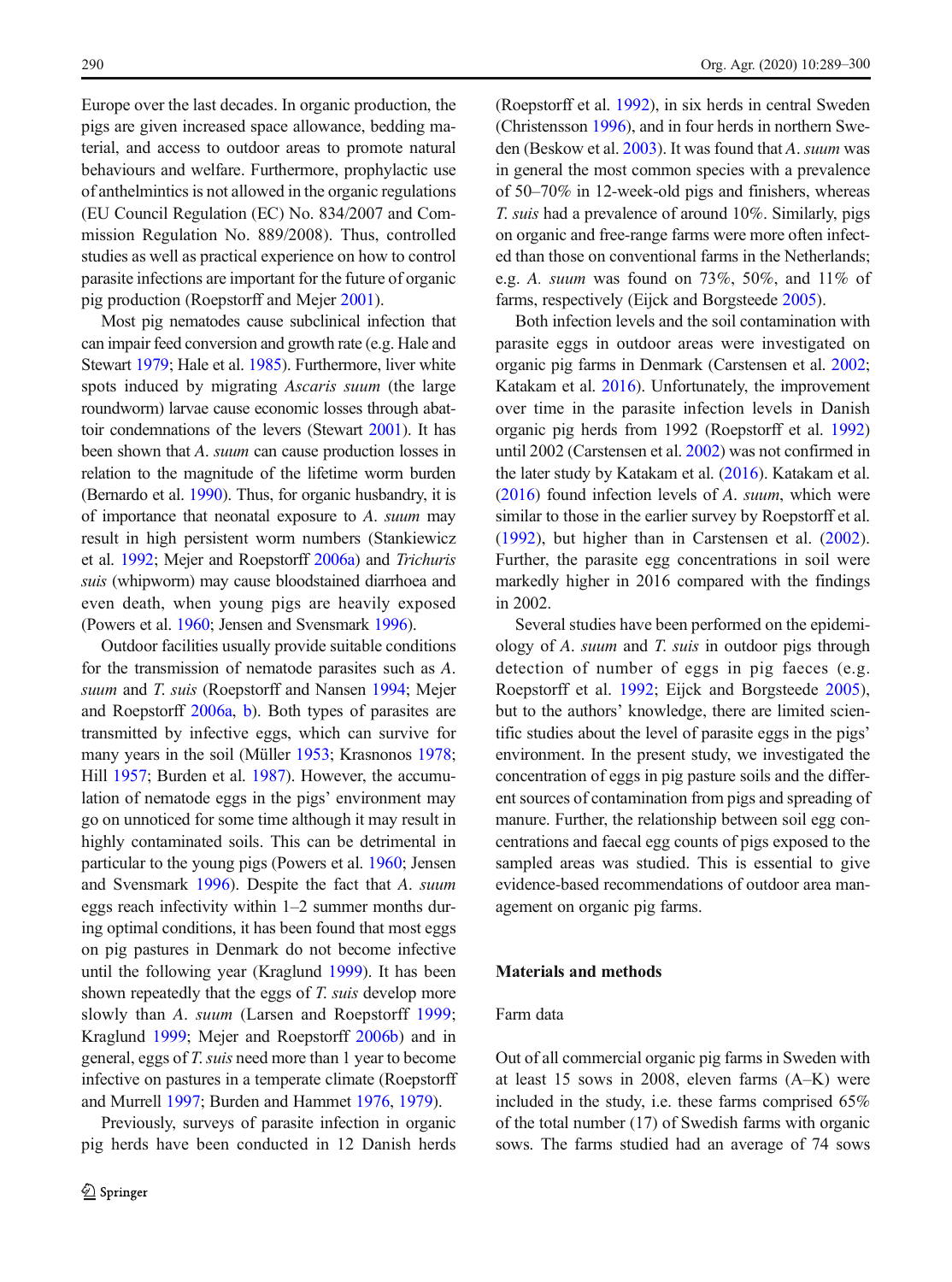Europe over the last decades. In organic production, the pigs are given increased space allowance, bedding material, and access to outdoor areas to promote natural behaviours and welfare. Furthermore, prophylactic use of anthelmintics is not allowed in the organic regulations (EU Council Regulation (EC) No. 834/2007 and Commission Regulation No. 889/2008). Thus, controlled studies as well as practical experience on how to control parasite infections are important for the future of organic pig production (Roepstorff and Mejer 2001).

Most pig nematodes cause subclinical infection that can impair feed conversion and growth rate (e.g. Hale and Stewart 1979; Hale et al. 1985). Furthermore, liver white spots induced by migrating *Ascaris suum* (the large roundworm) larvae cause economic losses through abattoir condemnations of the levers (Stewart 2001). It has been shown that *A. suum* can cause production losses in relation to the magnitude of the lifetime worm burden (Bernardo et al. 1990). Thus, for organic husbandry, it is of importance that neonatal exposure to *A. suum* may result in high persistent worm numbers (Stankiewicz et al. 1992; Mejer and Roepstorff 2006a) and *Trichuris suis* (whipworm) may cause bloodstained diarrhoea and even death, when young pigs are heavily exposed (Powers et al. 1960; Jensen and Svensmark 1996).

Outdoor facilities usually provide suitable conditions for the transmission of nematode parasites such as *A. suum* and *T. suis* (Roepstorff and Nansen 1994; Mejer and Roepstorff 2006a, b). Both types of parasites are transmitted by infective eggs, which can survive for many years in the soil (Müller 1953; Krasnonos 1978; Hill 1957; Burden et al. 1987). However, the accumulation of nematode eggs in the pigs' environment may go on unnoticed for some time although it may result in highly contaminated soils. This can be detrimental in particular to the young pigs (Powers et al. 1960; Jensen and Svensmark 1996). Despite the fact that *A. suum* eggs reach infectivity within 1–2 summer months during optimal conditions, it has been found that most eggs on pig pastures in Denmark do not become infective until the following year (Kraglund 1999). It has been shown repeatedly that the eggs of *T. suis* develop more slowly than *A. suum* (Larsen and Roepstorff 1999; Kraglund 1999; Mejer and Roepstorff 2006b) and in general, eggs of *T. suis* need more than 1 year to become infective on pastures in a temperate climate (Roepstorff and Murrell 1997; Burden and Hammet 1976, 1979).

Previously, surveys of parasite infection in organic pig herds have been conducted in 12 Danish herds (Roepstorff et al. 1992), in six herds in central Sweden (Christensson 1996), and in four herds in northern Sweden (Beskow et al. 2003). It was found that *A. suum* was in general the most common species with a prevalence of 50–70% in 12-week-old pigs and finishers, whereas *T. suis* had a prevalence of around 10%. Similarly, pigs on organic and free-range farms were more often infected than those on conventional farms in the Netherlands; e.g. *A. suum* was found on 73%, 50%, and 11% of farms, respectively (Eijck and Borgsteede 2005).

Both infection levels and the soil contamination with parasite eggs in outdoor areas were investigated on organic pig farms in Denmark (Carstensen et al. 2002; Katakam et al. 2016). Unfortunately, the improvement over time in the parasite infection levels in Danish organic pig herds from 1992 (Roepstorff et al. 1992) until 2002 (Carstensen et al. 2002) was not confirmed in the later study by Katakam et al. (2016). Katakam et al. (2016) found infection levels of *A. suum*, which were similar to those in the earlier survey by Roepstorff et al. (1992), but higher than in Carstensen et al. (2002). Further, the parasite egg concentrations in soil were markedly higher in 2016 compared with the findings in 2002.

Several studies have been performed on the epidemiology of *A. suum* and *T. suis* in outdoor pigs through detection of number of eggs in pig faeces (e.g. Roepstorff et al. 1992; Eijck and Borgsteede 2005), but to the authors' knowledge, there are limited scientific studies about the level of parasite eggs in the pigs' environment. In the present study, we investigated the concentration of eggs in pig pasture soils and the different sources of contamination from pigs and spreading of manure. Further, the relationship between soil egg concentrations and faecal egg counts of pigs exposed to the sampled areas was studied. This is essential to give evidence-based recommendations of outdoor area management on organic pig farms.

## Materials and methods

### Farm data

Out of all commercial organic pig farms in Sweden with at least 15 sows in 2008, eleven farms (A–K) were included in the study, i.e. these farms comprised 65% of the total number (17) of Swedish farms with organic sows. The farms studied had an average of 74 sows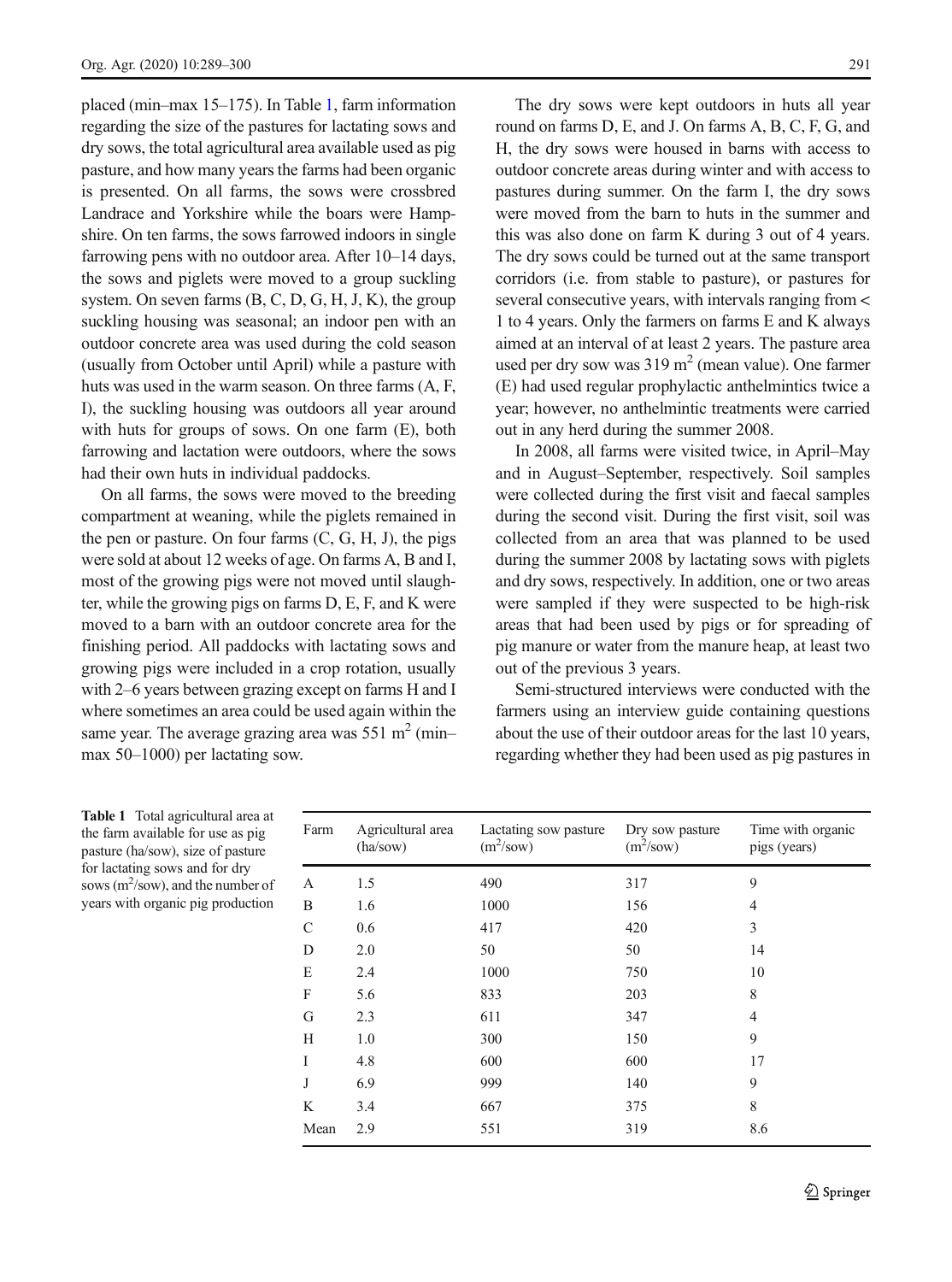placed (min–max 15–175). In Table 1, farm information regarding the size of the pastures for lactating sows and dry sows, the total agricultural area available used as pig pasture, and how many years the farms had been organic is presented. On all farms, the sows were crossbred Landrace and Yorkshire while the boars were Hampshire. On ten farms, the sows farrowed indoors in single farrowing pens with no outdoor area. After 10–14 days, the sows and piglets were moved to a group suckling system. On seven farms (B, C, D, G, H, J, K), the group suckling housing was seasonal; an indoor pen with an outdoor concrete area was used during the cold season (usually from October until April) while a pasture with huts was used in the warm season. On three farms (A, F, I), the suckling housing was outdoors all year around with huts for groups of sows. On one farm (E), both farrowing and lactation were outdoors, where the sows had their own huts in individual paddocks.

On all farms, the sows were moved to the breeding compartment at weaning, while the piglets remained in the pen or pasture. On four farms (C, G, H, J), the pigs were sold at about 12 weeks of age. On farms A, B and I, most of the growing pigs were not moved until slaughter, while the growing pigs on farms D, E, F, and K were moved to a barn with an outdoor concrete area for the finishing period. All paddocks with lactating sows and growing pigs were included in a crop rotation, usually with 2–6 years between grazing except on farms H and I where sometimes an area could be used again within the same year. The average grazing area was 551 $m^2$ (min–max 50–1000) per lactating sow.

The dry sows were kept outdoors in huts all year round on farms D, E, and J. On farms A, B, C, F, G, and H, the dry sows were housed in barns with access to outdoor concrete areas during winter and with access to pastures during summer. On the farm I, the dry sows were moved from the barn to huts in the summer and this was also done on farm K during 3 out of 4 years. The dry sows could be turned out at the same transport corridors (i.e. from stable to pasture), or pastures for several consecutive years, with intervals ranging from < 1 to 4 years. Only the farmers on farms E and K always aimed at an interval of at least 2 years. The pasture area used per dry sow was 319 $m^2$ (mean value). One farmer (E) had used regular prophylactic anthelmintics twice a year; however, no anthelmintic treatments were carried out in any herd during the summer 2008.

In 2008, all farms were visited twice, in April–May and in August–September, respectively. Soil samples were collected during the first visit and faecal samples during the second visit. During the first visit, soil was collected from an area that was planned to be used during the summer 2008 by lactating sows with piglets and dry sows, respectively. In addition, one or two areas were sampled if they were suspected to be high-risk areas that had been used by pigs or for spreading of pig manure or water from the manure heap, at least two out of the previous 3 years.

Semi-structured interviews were conducted with the farmers using an interview guide containing questions about the use of their outdoor areas for the last 10 years, regarding whether they had been used as pig pastures in

**Table 1** Total agricultural area at the farm available for use as pig pasture (ha/sow), size of pasture for lactating sows and for dry sows ($m^2$/sow), and the number of years with organic pig production

| Farm | Agricultural area (ha/sow) | Lactating sow pasture ($m^2$/sow) | Dry sow pasture ($m^2$/sow) | Time with organic pigs (years) |
|---|---|---|---|---|
| A | 1.5 | 490 | 317 | 9 |
| B | 1.6 | 1000 | 156 | 4 |
| C | 0.6 | 417 | 420 | 3 |
| D | 2.0 | 50 | 50 | 14 |
| E | 2.4 | 1000 | 750 | 10 |
| F | 5.6 | 833 | 203 | 8 |
| G | 2.3 | 611 | 347 | 4 |
| H | 1.0 | 300 | 150 | 9 |
| I | 4.8 | 600 | 600 | 17 |
| J | 6.9 | 999 | 140 | 9 |
| K | 3.4 | 667 | 375 | 8 |
| Mean | 2.9 | 551 | 319 | 8.6 |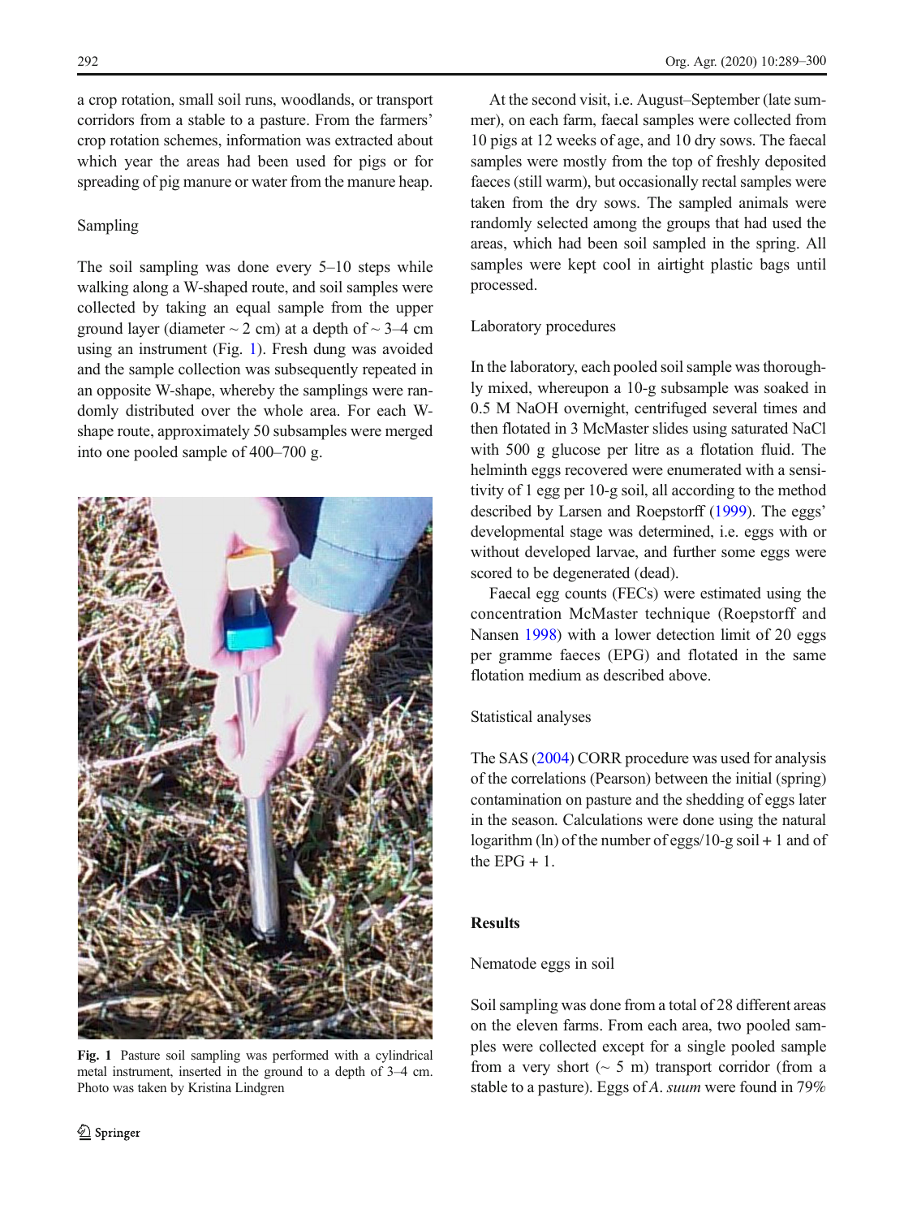a crop rotation, small soil runs, woodlands, or transport corridors from a stable to a pasture. From the farmers' crop rotation schemes, information was extracted about which year the areas had been used for pigs or for spreading of pig manure or water from the manure heap.

### Sampling

The soil sampling was done every 5–10 steps while walking along a W-shaped route, and soil samples were collected by taking an equal sample from the upper ground layer (diameter ~ 2 cm) at a depth of ~ 3–4 cm using an instrument (Fig. 1). Fresh dung was avoided and the sample collection was subsequently repeated in an opposite W-shape, whereby the samplings were randomly distributed over the whole area. For each W-shape route, approximately 50 subsamples were merged into one pooled sample of 400–700 g.

**Fig. 1** Pasture soil sampling was performed with a cylindrical metal instrument, inserted in the ground to a depth of 3–4 cm. Photo was taken by Kristina Lindgren

At the second visit, i.e. August–September (late summer), on each farm, faecal samples were collected from 10 pigs at 12 weeks of age, and 10 dry sows. The faecal samples were mostly from the top of freshly deposited faeces (still warm), but occasionally rectal samples were taken from the dry sows. The sampled animals were randomly selected among the groups that had used the areas, which had been soil sampled in the spring. All samples were kept cool in airtight plastic bags until processed.

### Laboratory procedures

In the laboratory, each pooled soil sample was thoroughly mixed, whereupon a 10-g subsample was soaked in 0.5 M NaOH overnight, centrifuged several times and then flotated in 3 McMaster slides using saturated NaCl with 500 g glucose per litre as a flotation fluid. The helminth eggs recovered were enumerated with a sensitivity of 1 egg per 10-g soil, all according to the method described by Larsen and Roepstorff (1999). The eggs' developmental stage was determined, i.e. eggs with or without developed larvae, and further some eggs were scored to be degenerated (dead).

Faecal egg counts (FECs) were estimated using the concentration McMaster technique (Roepstorff and Nansen 1998) with a lower detection limit of 20 eggs per gramme faeces (EPG) and flotated in the same flotation medium as described above.

### Statistical analyses

The SAS (2004) CORR procedure was used for analysis of the correlations (Pearson) between the initial (spring) contamination on pasture and the shedding of eggs later in the season. Calculations were done using the natural logarithm (ln) of the number of eggs/10-g soil + 1 and of the EPG + 1.

## Results

### Nematode eggs in soil

Soil sampling was done from a total of 28 different areas on the eleven farms. From each area, two pooled samples were collected except for a single pooled sample from a very short (~ 5 m) transport corridor (from a stable to a pasture). Eggs of *A. suum* were found in 79%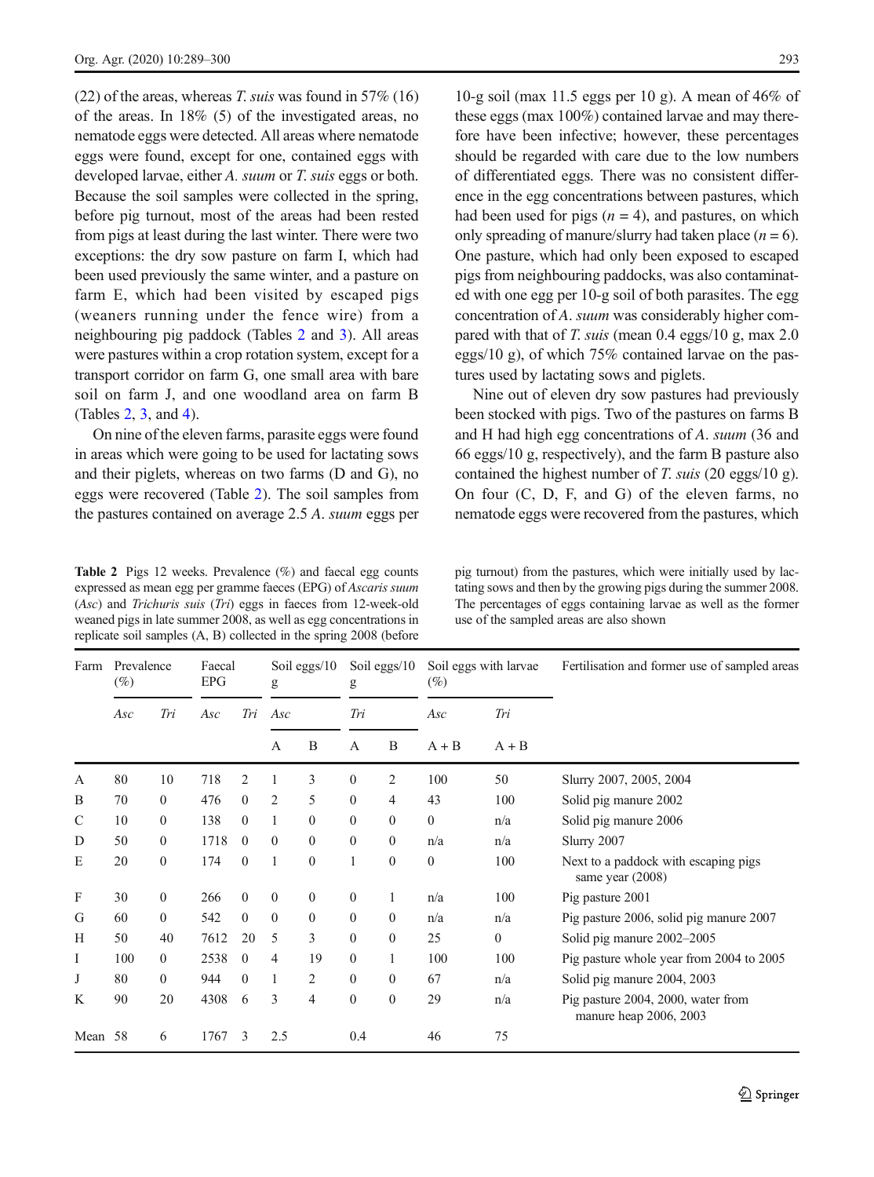(22) of the areas, whereas *T. suis* was found in 57% (16) of the areas. In 18% (5) of the investigated areas, no nematode eggs were detected. All areas where nematode eggs were found, except for one, contained eggs with developed larvae, either *A. suum* or *T. suis* eggs or both. Because the soil samples were collected in the spring, before pig turnout, most of the areas had been rested from pigs at least during the last winter. There were two exceptions: the dry sow pasture on farm I, which had been used previously the same winter, and a pasture on farm E, which had been visited by escaped pigs (weaners running under the fence wire) from a neighbouring pig paddock (Tables 2 and 3). All areas were pastures within a crop rotation system, except for a transport corridor on farm G, one small area with bare soil on farm J, and one woodland area on farm B (Tables 2, 3, and 4).

On nine of the eleven farms, parasite eggs were found in areas which were going to be used for lactating sows and their piglets, whereas on two farms (D and G), no eggs were recovered (Table 2). The soil samples from the pastures contained on average 2.5 *A. suum* eggs per 10-g soil (max 11.5 eggs per 10 g). A mean of 46% of these eggs (max 100%) contained larvae and may therefore have been infective; however, these percentages should be regarded with care due to the low numbers of differentiated eggs. There was no consistent difference in the egg concentrations between pastures, which had been used for pigs ($n = 4$), and pastures, on which only spreading of manure/slurry had taken place ($n = 6$). One pasture, which had only been exposed to escaped pigs from neighbouring paddocks, was also contaminated with one egg per 10-g soil of both parasites. The egg concentration of *A. suum* was considerably higher compared with that of *T. suis* (mean 0.4 eggs/10 g, max 2.0 eggs/10 g), of which 75% contained larvae on the pastures used by lactating sows and piglets.

Nine out of eleven dry sow pastures had previously been stocked with pigs. Two of the pastures on farms B and H had high egg concentrations of *A. suum* (36 and 66 eggs/10 g, respectively), and the farm B pasture also contained the highest number of *T. suis* (20 eggs/10 g). On four (C, D, F, and G) of the eleven farms, no nematode eggs were recovered from the pastures, which

**Table 2** Pigs 12 weeks. Prevalence (%) and faecal egg counts expressed as mean egg per gramme faeces (EPG) of *Ascaris suum* (*Asc*) and *Trichuris suis* (*Tri*) eggs in faeces from 12-week-old weaned pigs in late summer 2008, as well as egg concentrations in replicate soil samples (A, B) collected in the spring 2008 (before pig turnout) from the pastures, which were initially used by lactating sows and then by the growing pigs during the summer 2008. The percentages of eggs containing larvae as well as the former use of the sampled areas are also shown

| Farm | Prevalence (%) | | Faecal EPG | | Soil eggs/10 g | | Soil eggs/10 g | | Soil eggs with larvae (%) | | Fertilisation and former use of sampled areas |
|---|---|---|---|---|---|---|---|---|---|---|---|
| | *Asc* | *Tri* | *Asc* | *Tri* | *Asc* | | *Tri* | | *Asc* | *Tri* | |
| | | | | | A | B | A | B | A + B | A + B | |
| A | 80 | 10 | 718 | 2 | 1 | 3 | 0 | 2 | 100 | 50 | Slurry 2007, 2005, 2004 |
| B | 70 | 0 | 476 | 0 | 2 | 5 | 0 | 4 | 43 | 100 | Solid pig manure 2002 |
| C | 10 | 0 | 138 | 0 | 1 | 0 | 0 | 0 | 0 | n/a | Solid pig manure 2006 |
| D | 50 | 0 | 1718 | 0 | 0 | 0 | 0 | 0 | n/a | n/a | Slurry 2007 |
| E | 20 | 0 | 174 | 0 | 1 | 0 | 1 | 0 | 0 | 100 | Next to a paddock with escaping pigs same year (2008) |
| F | 30 | 0 | 266 | 0 | 0 | 0 | 0 | 1 | n/a | 100 | Pig pasture 2001 |
| G | 60 | 0 | 542 | 0 | 0 | 0 | 0 | 0 | n/a | n/a | Pig pasture 2006, solid pig manure 2007 |
| H | 50 | 40 | 7612 | 20 | 5 | 3 | 0 | 0 | 25 | 0 | Solid pig manure 2002–2005 |
| I | 100 | 0 | 2538 | 0 | 4 | 19 | 0 | 1 | 100 | 100 | Pig pasture whole year from 2004 to 2005 |
| J | 80 | 0 | 944 | 0 | 1 | 2 | 0 | 0 | 67 | n/a | Solid pig manure 2004, 2003 |
| K | 90 | 20 | 4308 | 6 | 3 | 4 | 0 | 0 | 29 | n/a | Pig pasture 2004, 2000, water from manure heap 2006, 2003 |
| Mean | 58 | 6 | 1767 | 3 | 2.5 | | 0.4 | | 46 | 75 | |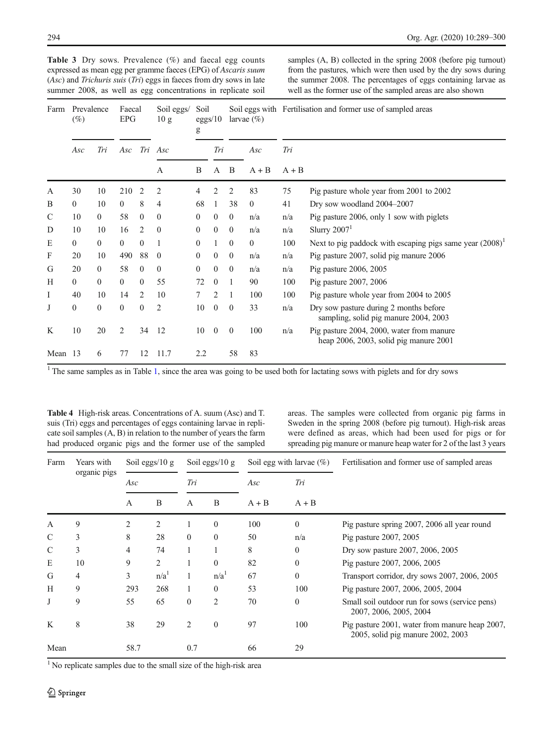**Table 3** Dry sows. Prevalence (%) and faecal egg counts expressed as mean egg per gramme faeces (EPG) of *Ascaris suum* (*Asc*) and *Trichuris suis* (*Tri*) eggs in faeces from dry sows in late summer 2008, as well as egg concentrations in replicate soil samples (A, B) collected in the spring 2008 (before pig turnout) from the pastures, which were then used by the dry sows during the summer 2008. The percentages of eggs containing larvae as well as the former use of the sampled areas are also shown

| Farm | Prevalence (%) | | Faecal EPG | | Soil eggs/10 g | Soil eggs/10 g | | | Soil eggs with larvae (%) | | Fertilisation and former use of sampled areas |
|---|---|---|---|---|---|---|---|---|---|---|---|
| | *Asc* | *Tri* | *Asc* | *Tri* | *Asc* | | *Tri* | | *Asc* | *Tri* | |
| | | | | | A | B | A | B | A + B | A + B | |
| A | 30 | 10 | 210 | 2 | 2 | 4 | 2 | 2 | 83 | 75 | Pig pasture whole year from 2001 to 2002 |
| B | 0 | 10 | 0 | 8 | 4 | 68 | 1 | 38 | 0 | 41 | Dry sow woodland 2004–2007 |
| C | 10 | 0 | 58 | 0 | 0 | 0 | 0 | 0 | n/a | n/a | Pig pasture 2006, only 1 sow with piglets |
| D | 10 | 10 | 16 | 2 | 0 | 0 | 0 | 0 | n/a | n/a | Slurry 2007[1] |
| E | 0 | 0 | 0 | 0 | 1 | 0 | 1 | 0 | 0 | 100 | Next to pig paddock with escaping pigs same year (2008)[1] |
| F | 20 | 10 | 490 | 88 | 0 | 0 | 0 | 0 | n/a | n/a | Pig pasture 2007, solid pig manure 2006 |
| G | 20 | 0 | 58 | 0 | 0 | 0 | 0 | 0 | n/a | n/a | Pig pasture 2006, 2005 |
| H | 0 | 0 | 0 | 0 | 55 | 72 | 0 | 1 | 90 | 100 | Pig pasture 2007, 2006 |
| I | 40 | 10 | 14 | 2 | 10 | 7 | 2 | 1 | 100 | 100 | Pig pasture whole year from 2004 to 2005 |
| J | 0 | 0 | 0 | 0 | 2 | 10 | 0 | 0 | 33 | n/a | Dry sow pasture during 2 months before sampling, solid pig manure 2004, 2003 |
| K | 10 | 20 | 2 | 34 | 12 | 10 | 0 | 0 | 100 | n/a | Pig pasture 2004, 2000, water from manure heap 2006, 2003, solid pig manure 2001 |
| Mean | 13 | 6 | 77 | 12 | 11.7 | 2.2 | | 58 | 83 | | |

[1] The same samples as in Table 1, since the area was going to be used both for lactating sows with piglets and for dry sows

**Table 4** High-risk areas. Concentrations of A. suum (Asc) and T. suis (Tri) eggs and percentages of eggs containing larvae in replicate soil samples (A, B) in relation to the number of years the farm had produced organic pigs and the former use of the sampled areas. The samples were collected from organic pig farms in Sweden in the spring 2008 (before pig turnout). High-risk areas were defined as areas, which had been used for pigs or for spreading pig manure or manure heap water for 2 of the last 3 years

| Farm | Years with organic pigs | Soil eggs/10 g | | Soil eggs/10 g | | Soil egg with larvae (%) | | Fertilisation and former use of sampled areas |
|---|---|---|---|---|---|---|---|---|
| | | *Asc* | | *Tri* | | *Asc* | *Tri* | |
| | | A | B | A | B | A + B | A + B | |
| A | 9 | 2 | 2 | 1 | 0 | 100 | 0 | Pig pasture spring 2007, 2006 all year round |
| C | 3 | 8 | 28 | 0 | 0 | 50 | n/a | Pig pasture 2007, 2005 |
| C | 3 | 4 | 74 | 1 | 1 | 8 | 0 | Dry sow pasture 2007, 2006, 2005 |
| E | 10 | 9 | 2 | 1 | 0 | 82 | 0 | Pig pasture 2007, 2006, 2005 |
| G | 4 | 3 | n/a[1] | 1 | n/a[1] | 67 | 0 | Transport corridor, dry sows 2007, 2006, 2005 |
| H | 9 | 293 | 268 | 1 | 0 | 53 | 100 | Pig pasture 2007, 2006, 2005, 2004 |
| J | 9 | 55 | 65 | 0 | 2 | 70 | 0 | Small soil outdoor run for sows (service pens) 2007, 2006, 2005, 2004 |
| K | 8 | 38 | 29 | 2 | 0 | 97 | 100 | Pig pasture 2001, water from manure heap 2007, 2005, solid pig manure 2002, 2003 |
| Mean | | 58.7 | | 0.7 | | 66 | 29 | |

[1] No replicate samples due to the small size of the high-risk area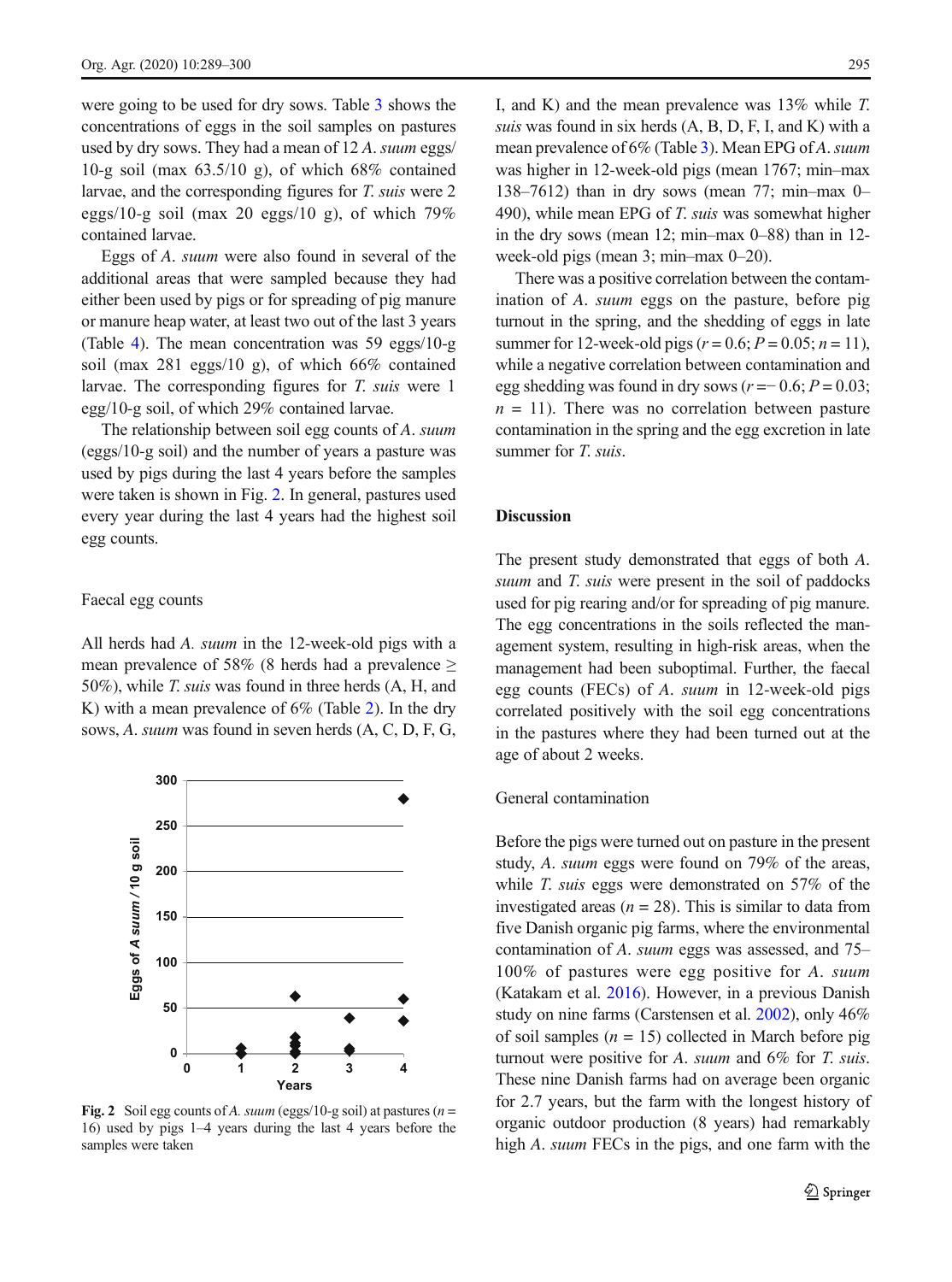were going to be used for dry sows. Table 3 shows the concentrations of eggs in the soil samples on pastures used by dry sows. They had a mean of 12 *A. suum* eggs/10-g soil (max 63.5/10 g), of which 68% contained larvae, and the corresponding figures for *T. suis* were 2 eggs/10-g soil (max 20 eggs/10 g), of which 79% contained larvae.

Eggs of *A. suum* were also found in several of the additional areas that were sampled because they had either been used by pigs or for spreading of pig manure or manure heap water, at least two out of the last 3 years (Table 4). The mean concentration was 59 eggs/10-g soil (max 281 eggs/10 g), of which 66% contained larvae. The corresponding figures for *T. suis* were 1 egg/10-g soil, of which 29% contained larvae.

The relationship between soil egg counts of *A. suum* (eggs/10-g soil) and the number of years a pasture was used by pigs during the last 4 years before the samples were taken is shown in Fig. 2. In general, pastures used every year during the last 4 years had the highest soil egg counts.

### Faecal egg counts

All herds had *A. suum* in the 12-week-old pigs with a mean prevalence of 58% (8 herds had a prevalence ≥ 50%), while *T. suis* was found in three herds (A, H, and K) with a mean prevalence of 6% (Table 2). In the dry sows, *A. suum* was found in seven herds (A, C, D, F, G, I, and K) and the mean prevalence was 13% while *T. suis* was found in six herds (A, B, D, F, I, and K) with a mean prevalence of 6% (Table 3). Mean EPG of *A. suum* was higher in 12-week-old pigs (mean 1767; min–max 138–7612) than in dry sows (mean 77; min–max 0–490), while mean EPG of *T. suis* was somewhat higher in the dry sows (mean 12; min–max 0–88) than in 12-week-old pigs (mean 3; min–max 0–20).

There was a positive correlation between the contamination of *A. suum* eggs on the pasture, before pig turnout in the spring, and the shedding of eggs in late summer for 12-week-old pigs ($r = 0.6$; $P = 0.05$; $n = 11$), while a negative correlation between contamination and egg shedding was found in dry sows ($r = -0.6$; $P = 0.03$; $n = 11$). There was no correlation between pasture contamination in the spring and the egg excretion in late summer for *T. suis*.

Fig. 2 Soil egg counts of *A. suum* (eggs/10-g soil) at pastures ($n = 16$) used by pigs 1–4 years during the last 4 years before the samples were taken

## Discussion

The present study demonstrated that eggs of both *A. suum* and *T. suis* were present in the soil of paddocks used for pig rearing and/or for spreading of pig manure. The egg concentrations in the soils reflected the management system, resulting in high-risk areas, when the management had been suboptimal. Further, the faecal egg counts (FECs) of *A. suum* in 12-week-old pigs correlated positively with the soil egg concentrations in the pastures where they had been turned out at the age of about 2 weeks.

### General contamination

Before the pigs were turned out on pasture in the present study, *A. suum* eggs were found on 79% of the areas, while *T. suis* eggs were demonstrated on 57% of the investigated areas ($n = 28$). This is similar to data from five Danish organic pig farms, where the environmental contamination of *A. suum* eggs was assessed, and 75–100% of pastures were egg positive for *A. suum* (Katakam et al. 2016). However, in a previous Danish study on nine farms (Carstensen et al. 2002), only 46% of soil samples ($n = 15$) collected in March before pig turnout were positive for *A. suum* and 6% for *T. suis*. These nine Danish farms had on average been organic for 2.7 years, but the farm with the longest history of organic outdoor production (8 years) had remarkably high *A. suum* FECs in the pigs, and one farm with the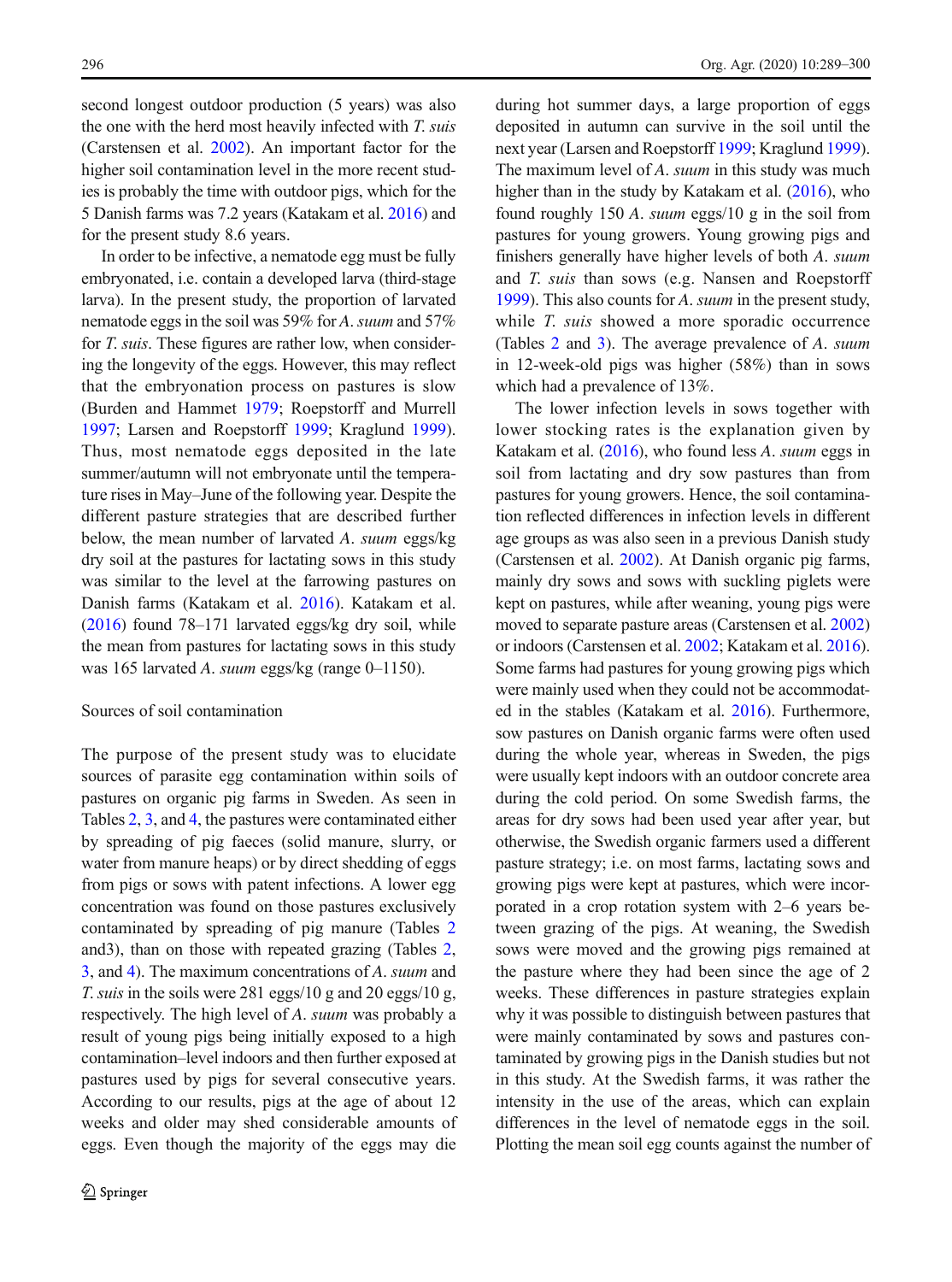second longest outdoor production (5 years) was also the one with the herd most heavily infected with *T. suis* (Carstensen et al. 2002). An important factor for the higher soil contamination level in the more recent studies is probably the time with outdoor pigs, which for the 5 Danish farms was 7.2 years (Katakam et al. 2016) and for the present study 8.6 years.

In order to be infective, a nematode egg must be fully embryonated, i.e. contain a developed larva (third-stage larva). In the present study, the proportion of larvated nematode eggs in the soil was 59% for *A. suum* and 57% for *T. suis*. These figures are rather low, when considering the longevity of the eggs. However, this may reflect that the embryonation process on pastures is slow (Burden and Hammet 1979; Roepstorff and Murrell 1997; Larsen and Roepstorff 1999; Kraglund 1999). Thus, most nematode eggs deposited in the late summer/autumn will not embryonate until the temperature rises in May–June of the following year. Despite the different pasture strategies that are described further below, the mean number of larvated *A. suum* eggs/kg dry soil at the pastures for lactating sows in this study was similar to the level at the farrowing pastures on Danish farms (Katakam et al. 2016). Katakam et al. (2016) found 78–171 larvated eggs/kg dry soil, while the mean from pastures for lactating sows in this study was 165 larvated *A. suum* eggs/kg (range 0–1150).

## Sources of soil contamination

The purpose of the present study was to elucidate sources of parasite egg contamination within soils of pastures on organic pig farms in Sweden. As seen in Tables 2, 3, and 4, the pastures were contaminated either by spreading of pig faeces (solid manure, slurry, or water from manure heaps) or by direct shedding of eggs from pigs or sows with patent infections. A lower egg concentration was found on those pastures exclusively contaminated by spreading of pig manure (Tables 2 and3), than on those with repeated grazing (Tables 2, 3, and 4). The maximum concentrations of *A. suum* and *T. suis* in the soils were 281 eggs/10 g and 20 eggs/10 g, respectively. The high level of *A. suum* was probably a result of young pigs being initially exposed to a high contamination–level indoors and then further exposed at pastures used by pigs for several consecutive years. According to our results, pigs at the age of about 12 weeks and older may shed considerable amounts of eggs. Even though the majority of the eggs may die during hot summer days, a large proportion of eggs deposited in autumn can survive in the soil until the next year (Larsen and Roepstorff 1999; Kraglund 1999). The maximum level of *A. suum* in this study was much higher than in the study by Katakam et al. (2016), who found roughly 150 *A. suum* eggs/10 g in the soil from pastures for young growers. Young growing pigs and finishers generally have higher levels of both *A. suum* and *T. suis* than sows (e.g. Nansen and Roepstorff 1999). This also counts for *A. suum* in the present study, while *T. suis* showed a more sporadic occurrence (Tables 2 and 3). The average prevalence of *A. suum* in 12-week-old pigs was higher (58%) than in sows which had a prevalence of 13%.

The lower infection levels in sows together with lower stocking rates is the explanation given by Katakam et al. (2016), who found less *A. suum* eggs in soil from lactating and dry sow pastures than from pastures for young growers. Hence, the soil contamination reflected differences in infection levels in different age groups as was also seen in a previous Danish study (Carstensen et al. 2002). At Danish organic pig farms, mainly dry sows and sows with suckling piglets were kept on pastures, while after weaning, young pigs were moved to separate pasture areas (Carstensen et al. 2002) or indoors (Carstensen et al. 2002; Katakam et al. 2016). Some farms had pastures for young growing pigs which were mainly used when they could not be accommodated in the stables (Katakam et al. 2016). Furthermore, sow pastures on Danish organic farms were often used during the whole year, whereas in Sweden, the pigs were usually kept indoors with an outdoor concrete area during the cold period. On some Swedish farms, the areas for dry sows had been used year after year, but otherwise, the Swedish organic farmers used a different pasture strategy; i.e. on most farms, lactating sows and growing pigs were kept at pastures, which were incorporated in a crop rotation system with 2–6 years between grazing of the pigs. At weaning, the Swedish sows were moved and the growing pigs remained at the pasture where they had been since the age of 2 weeks. These differences in pasture strategies explain why it was possible to distinguish between pastures that were mainly contaminated by sows and pastures contaminated by growing pigs in the Danish studies but not in this study. At the Swedish farms, it was rather the intensity in the use of the areas, which can explain differences in the level of nematode eggs in the soil. Plotting the mean soil egg counts against the number of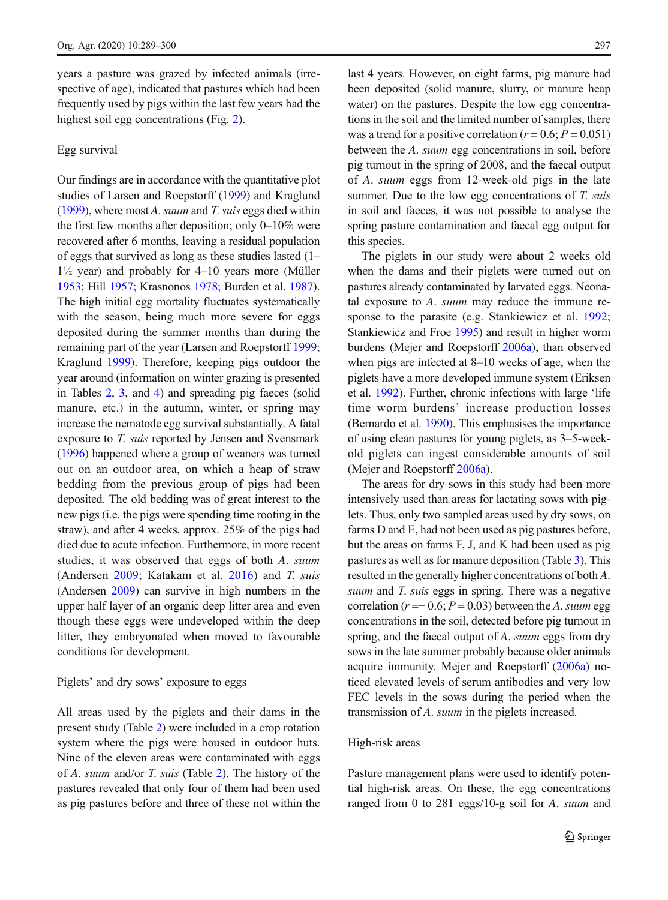years a pasture was grazed by infected animals (irrespective of age), indicated that pastures which had been frequently used by pigs within the last few years had the highest soil egg concentrations (Fig. 2).

### Egg survival

Our findings are in accordance with the quantitative plot studies of Larsen and Roepstorff (1999) and Kraglund (1999), where most *A. suum* and *T. suis* eggs died within the first few months after deposition; only 0–10% were recovered after 6 months, leaving a residual population of eggs that survived as long as these studies lasted (1–1½ year) and probably for 4–10 years more (Müller 1953; Hill 1957; Krasnonos 1978; Burden et al. 1987). The high initial egg mortality fluctuates systematically with the season, being much more severe for eggs deposited during the summer months than during the remaining part of the year (Larsen and Roepstorff 1999; Kraglund 1999). Therefore, keeping pigs outdoor the year around (information on winter grazing is presented in Tables 2, 3, and 4) and spreading pig faeces (solid manure, etc.) in the autumn, winter, or spring may increase the nematode egg survival substantially. A fatal exposure to *T. suis* reported by Jensen and Svensmark (1996) happened where a group of weaners was turned out on an outdoor area, on which a heap of straw bedding from the previous group of pigs had been deposited. The old bedding was of great interest to the new pigs (i.e. the pigs were spending time rooting in the straw), and after 4 weeks, approx. 25% of the pigs had died due to acute infection. Furthermore, in more recent studies, it was observed that eggs of both *A. suum* (Andersen 2009; Katakam et al. 2016) and *T. suis* (Andersen 2009) can survive in high numbers in the upper half layer of an organic deep litter area and even though these eggs were undeveloped within the deep litter, they embryonated when moved to favourable conditions for development.

### Piglets' and dry sows' exposure to eggs

All areas used by the piglets and their dams in the present study (Table 2) were included in a crop rotation system where the pigs were housed in outdoor huts. Nine of the eleven areas were contaminated with eggs of *A. suum* and/or *T. suis* (Table 2). The history of the pastures revealed that only four of them had been used as pig pastures before and three of these not within the last 4 years. However, on eight farms, pig manure had been deposited (solid manure, slurry, or manure heap water) on the pastures. Despite the low egg concentrations in the soil and the limited number of samples, there was a trend for a positive correlation ($r = 0.6$; $P = 0.051$) between the *A. suum* egg concentrations in soil, before pig turnout in the spring of 2008, and the faecal output of *A. suum* eggs from 12-week-old pigs in the late summer. Due to the low egg concentrations of *T. suis* in soil and faeces, it was not possible to analyse the spring pasture contamination and faecal egg output for this species.

The piglets in our study were about 2 weeks old when the dams and their piglets were turned out on pastures already contaminated by larvated eggs. Neonatal exposure to *A. suum* may reduce the immune response to the parasite (e.g. Stankiewicz et al. 1992; Stankiewicz and Froe 1995) and result in higher worm burdens (Mejer and Roepstorff 2006a), than observed when pigs are infected at 8–10 weeks of age, when the piglets have a more developed immune system (Eriksen et al. 1992). Further, chronic infections with large 'life time worm burdens' increase production losses (Bernardo et al. 1990). This emphasises the importance of using clean pastures for young piglets, as 3–5-week-old piglets can ingest considerable amounts of soil (Mejer and Roepstorff 2006a).

The areas for dry sows in this study had been more intensively used than areas for lactating sows with piglets. Thus, only two sampled areas used by dry sows, on farms D and E, had not been used as pig pastures before, but the areas on farms F, J, and K had been used as pig pastures as well as for manure deposition (Table 3). This resulted in the generally higher concentrations of both *A. suum* and *T. suis* eggs in spring. There was a negative correlation ($r = -0.6$; $P = 0.03$) between the *A. suum* egg concentrations in the soil, detected before pig turnout in spring, and the faecal output of *A. suum* eggs from dry sows in the late summer probably because older animals acquire immunity. Mejer and Roepstorff (2006a) noticed elevated levels of serum antibodies and very low FEC levels in the sows during the period when the transmission of *A. suum* in the piglets increased.

### High-risk areas

Pasture management plans were used to identify potential high-risk areas. On these, the egg concentrations ranged from 0 to 281 eggs/10-g soil for *A. suum* and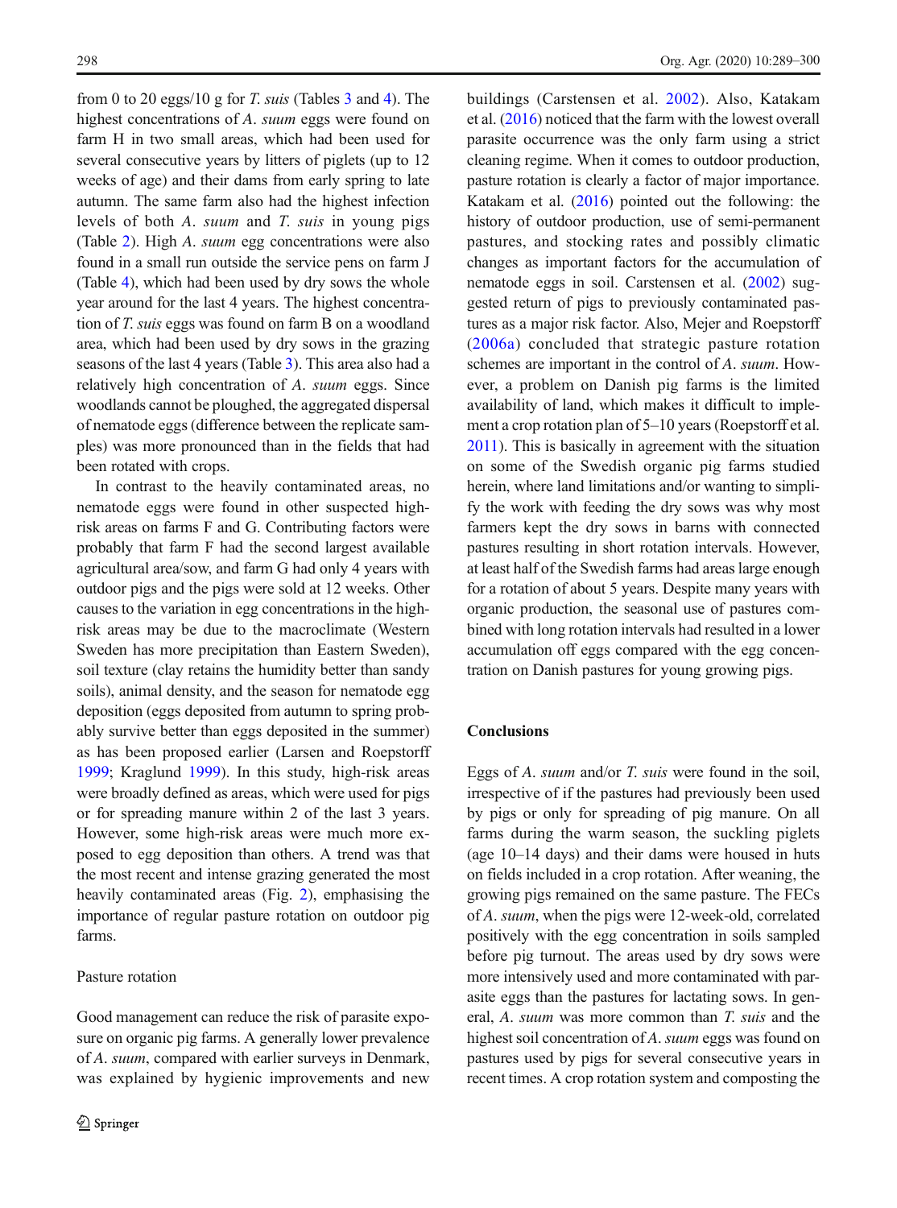from 0 to 20 eggs/10 g for *T. suis* (Tables 3 and 4). The highest concentrations of *A. suum* eggs were found on farm H in two small areas, which had been used for several consecutive years by litters of piglets (up to 12 weeks of age) and their dams from early spring to late autumn. The same farm also had the highest infection levels of both *A. suum* and *T. suis* in young pigs (Table 2). High *A. suum* egg concentrations were also found in a small run outside the service pens on farm J (Table 4), which had been used by dry sows the whole year around for the last 4 years. The highest concentration of *T. suis* eggs was found on farm B on a woodland area, which had been used by dry sows in the grazing seasons of the last 4 years (Table 3). This area also had a relatively high concentration of *A. suum* eggs. Since woodlands cannot be ploughed, the aggregated dispersal of nematode eggs (difference between the replicate samples) was more pronounced than in the fields that had been rotated with crops.

In contrast to the heavily contaminated areas, no nematode eggs were found in other suspected high-risk areas on farms F and G. Contributing factors were probably that farm F had the second largest available agricultural area/sow, and farm G had only 4 years with outdoor pigs and the pigs were sold at 12 weeks. Other causes to the variation in egg concentrations in the high-risk areas may be due to the macroclimate (Western Sweden has more precipitation than Eastern Sweden), soil texture (clay retains the humidity better than sandy soils), animal density, and the season for nematode egg deposition (eggs deposited from autumn to spring probably survive better than eggs deposited in the summer) as has been proposed earlier (Larsen and Roepstorff 1999; Kraglund 1999). In this study, high-risk areas were broadly defined as areas, which were used for pigs or for spreading manure within 2 of the last 3 years. However, some high-risk areas were much more exposed to egg deposition than others. A trend was that the most recent and intense grazing generated the most heavily contaminated areas (Fig. 2), emphasising the importance of regular pasture rotation on outdoor pig farms.

## Pasture rotation

Good management can reduce the risk of parasite exposure on organic pig farms. A generally lower prevalence of *A. suum*, compared with earlier surveys in Denmark, was explained by hygienic improvements and new buildings (Carstensen et al. 2002). Also, Katakam et al. (2016) noticed that the farm with the lowest overall parasite occurrence was the only farm using a strict cleaning regime. When it comes to outdoor production, pasture rotation is clearly a factor of major importance. Katakam et al. (2016) pointed out the following: the history of outdoor production, use of semi-permanent pastures, and stocking rates and possibly climatic changes as important factors for the accumulation of nematode eggs in soil. Carstensen et al. (2002) suggested return of pigs to previously contaminated pastures as a major risk factor. Also, Mejer and Roepstorff (2006a) concluded that strategic pasture rotation schemes are important in the control of *A. suum*. However, a problem on Danish pig farms is the limited availability of land, which makes it difficult to implement a crop rotation plan of 5–10 years (Roepstorff et al. 2011). This is basically in agreement with the situation on some of the Swedish organic pig farms studied herein, where land limitations and/or wanting to simplify the work with feeding the dry sows was why most farmers kept the dry sows in barns with connected pastures resulting in short rotation intervals. However, at least half of the Swedish farms had areas large enough for a rotation of about 5 years. Despite many years with organic production, the seasonal use of pastures combined with long rotation intervals had resulted in a lower accumulation off eggs compared with the egg concentration on Danish pastures for young growing pigs.

## Conclusions

Eggs of *A. suum* and/or *T. suis* were found in the soil, irrespective of if the pastures had previously been used by pigs or only for spreading of pig manure. On all farms during the warm season, the suckling piglets (age 10–14 days) and their dams were housed in huts on fields included in a crop rotation. After weaning, the growing pigs remained on the same pasture. The FECs of *A. suum*, when the pigs were 12-week-old, correlated positively with the egg concentration in soils sampled before pig turnout. The areas used by dry sows were more intensively used and more contaminated with parasite eggs than the pastures for lactating sows. In general, *A. suum* was more common than *T. suis* and the highest soil concentration of *A. suum* eggs was found on pastures used by pigs for several consecutive years in recent times. A crop rotation system and composting the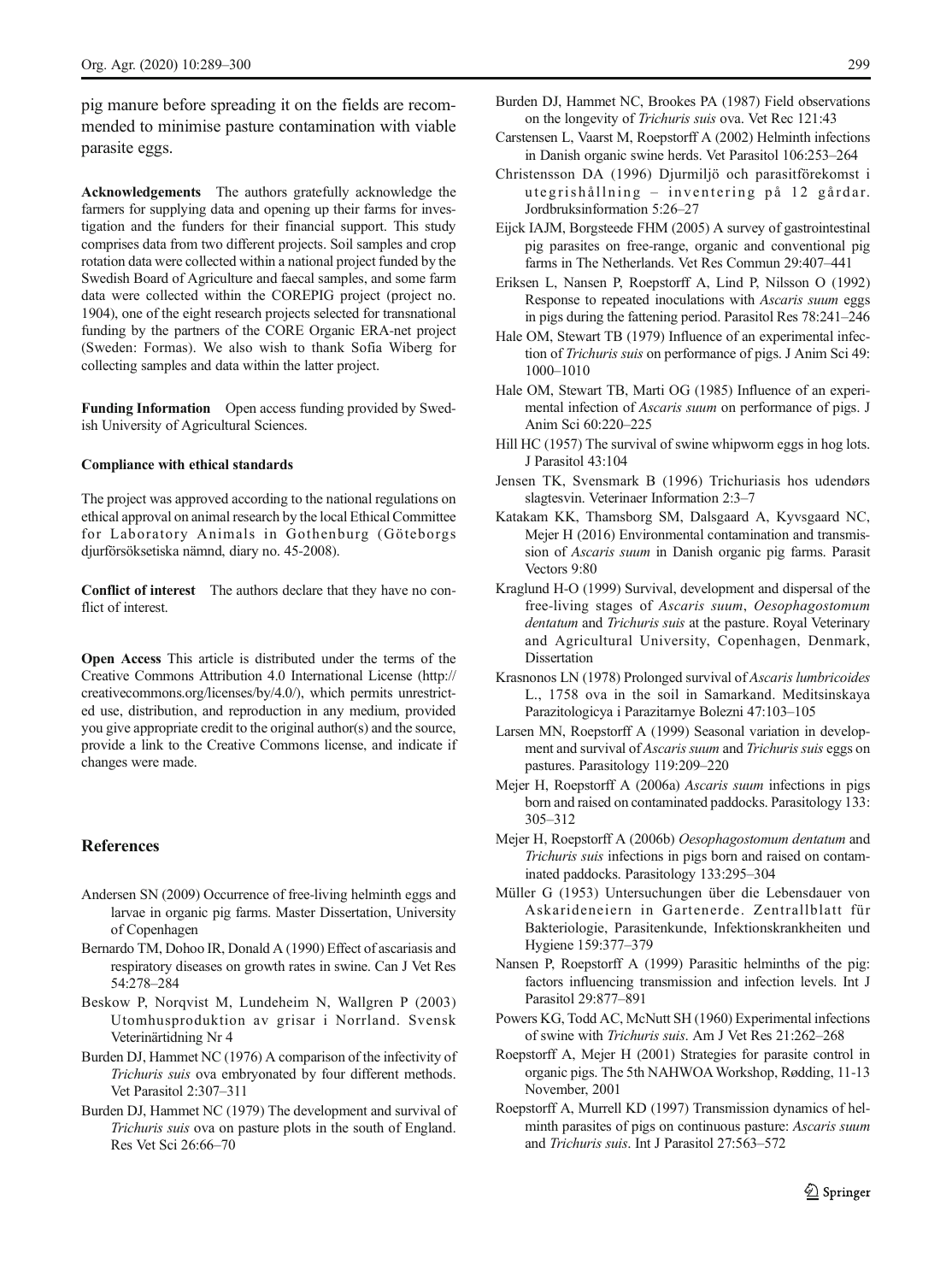pig manure before spreading it on the fields are recommended to minimise pasture contamination with viable parasite eggs.

**Acknowledgements** The authors gratefully acknowledge the farmers for supplying data and opening up their farms for investigation and the funders for their financial support. This study comprises data from two different projects. Soil samples and crop rotation data were collected within a national project funded by the Swedish Board of Agriculture and faecal samples, and some farm data were collected within the COREPIG project (project no. 1904), one of the eight research projects selected for transnational funding by the partners of the CORE Organic ERA-net project (Sweden: Formas). We also wish to thank Sofia Wiberg for collecting samples and data within the latter project.

**Funding Information** Open access funding provided by Swedish University of Agricultural Sciences.

**Compliance with ethical standards**

The project was approved according to the national regulations on ethical approval on animal research by the local Ethical Committee for Laboratory Animals in Gothenburg (Göteborgs djurförsöksetiska nämnd, diary no. 45-2008).

**Conflict of interest** The authors declare that they have no conflict of interest.

**Open Access** This article is distributed under the terms of the Creative Commons Attribution 4.0 International License (http://creativecommons.org/licenses/by/4.0/), which permits unrestricted use, distribution, and reproduction in any medium, provided you give appropriate credit to the original author(s) and the source, provide a link to the Creative Commons license, and indicate if changes were made.

## References

- Andersen SN (2009) Occurrence of free-living helminth eggs and larvae in organic pig farms. Master Dissertation, University of Copenhagen
- Bernardo TM, Dohoo IR, Donald A (1990) Effect of ascariasis and respiratory diseases on growth rates in swine. Can J Vet Res 54:278–284
- Beskow P, Norqvist M, Lundeheim N, Wallgren P (2003) Utomhusproduktion av grisar i Norrland. Svensk Veterinärtidning Nr 4
- Burden DJ, Hammet NC (1976) A comparison of the infectivity of *Trichuris suis* ova embryonated by four different methods. Vet Parasitol 2:307–311
- Burden DJ, Hammet NC (1979) The development and survival of *Trichuris suis* ova on pasture plots in the south of England. Res Vet Sci 26:66–70
- Burden DJ, Hammet NC, Brookes PA (1987) Field observations on the longevity of *Trichuris suis* ova. Vet Rec 121:43
- Carstensen L, Vaarst M, Roepstorff A (2002) Helminth infections in Danish organic swine herds. Vet Parasitol 106:253–264
- Christensson DA (1996) Djurmiljö och parasitförekomst i utegrishållning – inventering på 12 gårdar. Jordbruksinformation 5:26–27
- Eijck IAJM, Borgsteede FHM (2005) A survey of gastrointestinal pig parasites on free-range, organic and conventional pig farms in The Netherlands. Vet Res Commun 29:407–441
- Eriksen L, Nansen P, Roepstorff A, Lind P, Nilsson O (1992) Response to repeated inoculations with *Ascaris suum* eggs in pigs during the fattening period. Parasitol Res 78:241–246
- Hale OM, Stewart TB (1979) Influence of an experimental infection of *Trichuris suis* on performance of pigs. J Anim Sci 49: 1000–1010
- Hale OM, Stewart TB, Marti OG (1985) Influence of an experimental infection of *Ascaris suum* on performance of pigs. J Anim Sci 60:220–225
- Hill HC (1957) The survival of swine whipworm eggs in hog lots. J Parasitol 43:104
- Jensen TK, Svensmark B (1996) Trichuriasis hos udendørs slagtesvin. Veterinaer Information 2:3–7
- Katakam KK, Thamsborg SM, Dalsgaard A, Kyvsgaard NC, Mejer H (2016) Environmental contamination and transmission of *Ascaris suum* in Danish organic pig farms. Parasit Vectors 9:80
- Kraglund H-O (1999) Survival, development and dispersal of the free-living stages of *Ascaris suum*, *Oesophagostomum dentatum* and *Trichuris suis* at the pasture. Royal Veterinary and Agricultural University, Copenhagen, Denmark, Dissertation
- Krasnonos LN (1978) Prolonged survival of *Ascaris lumbricoides* L., 1758 ova in the soil in Samarkand. Meditsinskaya Parazitologicya i Parazitarnye Bolezni 47:103–105
- Larsen MN, Roepstorff A (1999) Seasonal variation in development and survival of *Ascaris suum* and *Trichuris suis* eggs on pastures. Parasitology 119:209–220
- Mejer H, Roepstorff A (2006a) *Ascaris suum* infections in pigs born and raised on contaminated paddocks. Parasitology 133: 305–312
- Mejer H, Roepstorff A (2006b) *Oesophagostomum dentatum* and *Trichuris suis* infections in pigs born and raised on contaminated paddocks. Parasitology 133:295–304
- Müller G (1953) Untersuchungen über die Lebensdauer von Askarideneiern in Gartenerde. Zentrallblatt für Bakteriologie, Parasitenkunde, Infektionskrankheiten und Hygiene 159:377–379
- Nansen P, Roepstorff A (1999) Parasitic helminths of the pig: factors influencing transmission and infection levels. Int J Parasitol 29:877–891
- Powers KG, Todd AC, McNutt SH (1960) Experimental infections of swine with *Trichuris suis*. Am J Vet Res 21:262–268
- Roepstorff A, Mejer H (2001) Strategies for parasite control in organic pigs. The 5th NAHWOA Workshop, Rødding, 11-13 November, 2001
- Roepstorff A, Murrell KD (1997) Transmission dynamics of helminth parasites of pigs on continuous pasture: *Ascaris suum* and *Trichuris suis*. Int J Parasitol 27:563–572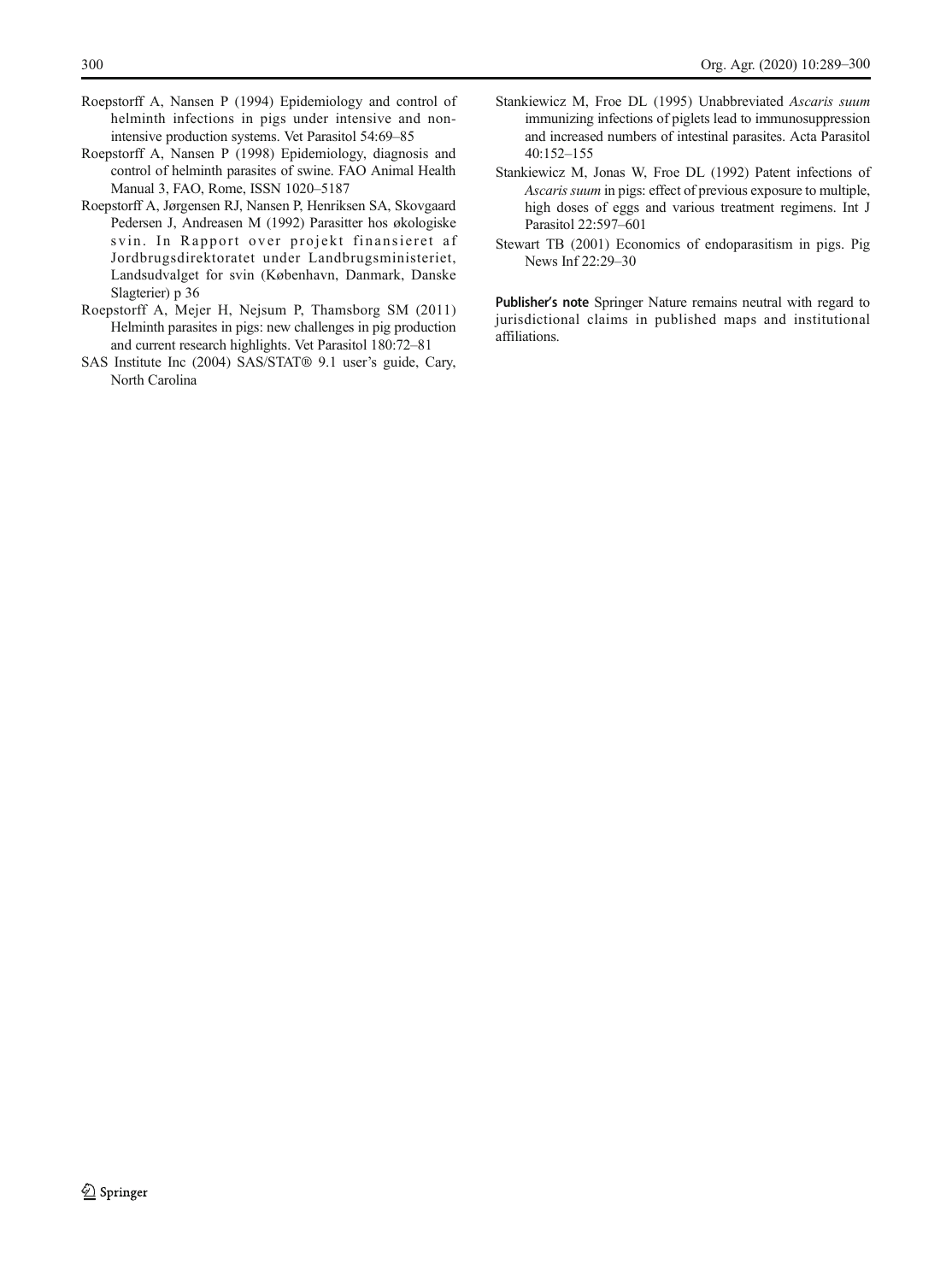Roepstorff A, Nansen P (1994) Epidemiology and control of helminth infections in pigs under intensive and non-intensive production systems. Vet Parasitol 54:69–85

Roepstorff A, Nansen P (1998) Epidemiology, diagnosis and control of helminth parasites of swine. FAO Animal Health Manual 3, FAO, Rome, ISSN 1020–5187

Roepstorff A, Jørgensen RJ, Nansen P, Henriksen SA, Skovgaard Pedersen J, Andreasen M (1992) Parasitter hos økologiske svin. In Rapport over projekt finansieret af Jordbrugsdirektoratet under Landbrugsministeriet, Landsudvalget for svin (København, Danmark, Danske Slagterier) p 36

Roepstorff A, Mejer H, Nejsum P, Thamsborg SM (2011) Helminth parasites in pigs: new challenges in pig production and current research highlights. Vet Parasitol 180:72–81

SAS Institute Inc (2004) SAS/STAT® 9.1 user's guide, Cary, North Carolina

Stankiewicz M, Froe DL (1995) Unabbreviated *Ascaris suum* immunizing infections of piglets lead to immunosuppression and increased numbers of intestinal parasites. Acta Parasitol 40:152–155

Stankiewicz M, Jonas W, Froe DL (1992) Patent infections of *Ascaris suum* in pigs: effect of previous exposure to multiple, high doses of eggs and various treatment regimens. Int J Parasitol 22:597–601

Stewart TB (2001) Economics of endoparasitism in pigs. Pig News Inf 22:29–30

**Publisher's note** Springer Nature remains neutral with regard to jurisdictional claims in published maps and institutional affiliations.